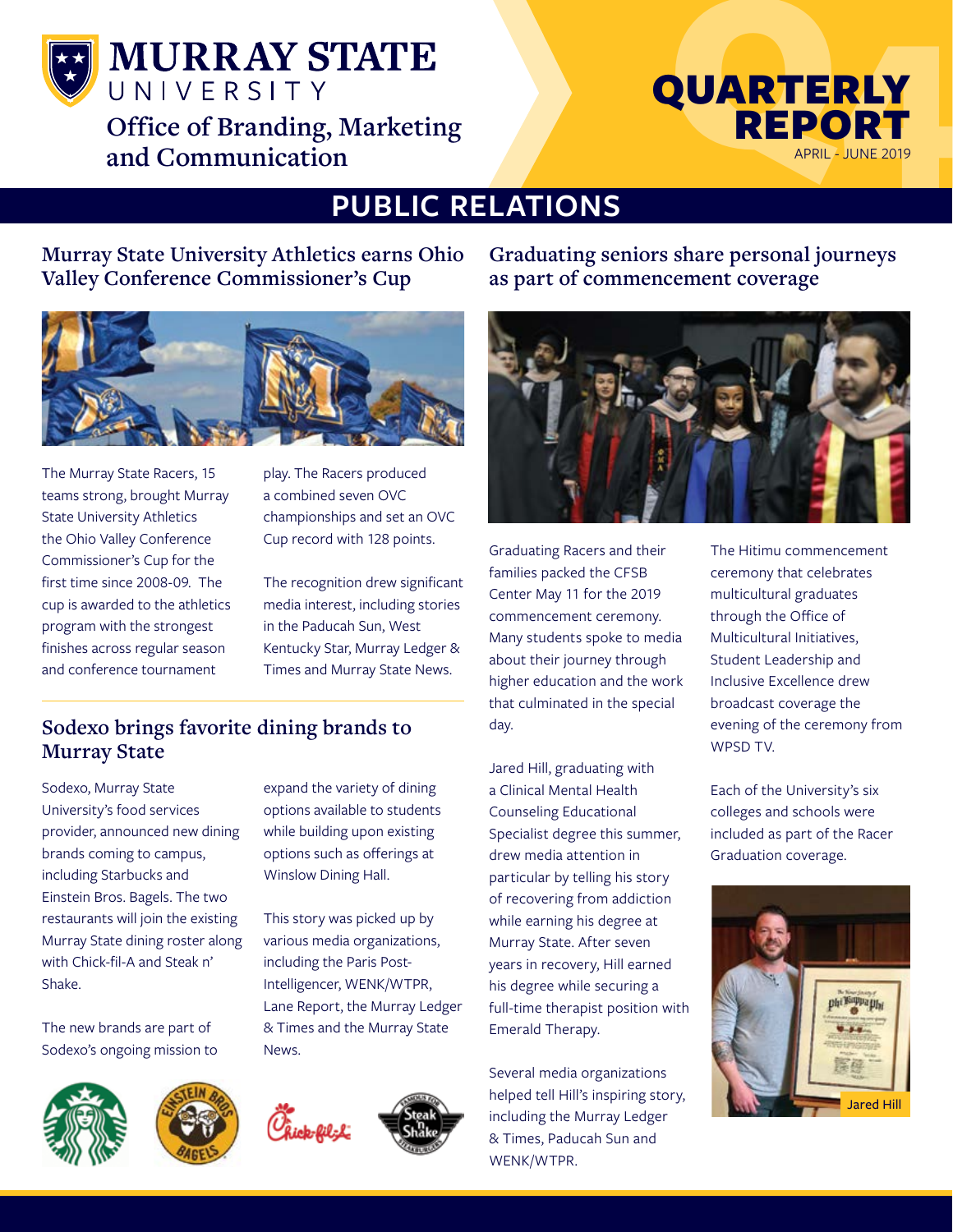# MURRAY STATE UNIVERSITY

## Office of Branding, Marketing and Communication

# QUARTERLY REPORT

APRIL - JUNE 2019

# PUBLIC RELATIONS

## Murray State University Athletics earns Ohio Valley Conference Commissioner's Cup

The Murray State Racers, 15 teams strong, brought Murray State University Athletics the Ohio Valley Conference Commissioner's Cup for the first time since 2008-09. The cup is awarded to the athletics program with the strongest finishes across regular season and conference tournament play. The Racers produced a combined seven OVC championships and set an OVC Cup record with 128 points.

The recognition drew significant media interest, including stories in the Paducah Sun, West Kentucky Star, Murray Ledger & Times and Murray State News.

## Sodexo brings favorite dining brands to Murray State

Sodexo, Murray State University's food services provider, announced new dining brands coming to campus, including Starbucks and Einstein Bros. Bagels. The two restaurants will join the existing Murray State dining roster along with Chick-fil-A and Steak n' Shake.

The new brands are part of Sodexo's ongoing mission to expand the variety of dining options available to students while building upon existing options such as offerings at Winslow Dining Hall.

This story was picked up by various media organizations, including the Paris Post-Intelligencer, WENK/WTPR, Lane Report, the Murray Ledger & Times and the Murray State News.

## Graduating seniors share personal journeys as part of commencement coverage

Graduating Racers and their families packed the CFSB Center May 11 for the 2019 commencement ceremony. Many students spoke to media about their journey through higher education and the work that culminated in the special day.

Jared Hill, graduating with a Clinical Mental Health Counseling Educational Specialist degree this summer, drew media attention in particular by telling his story of recovering from addiction while earning his degree at Murray State. After seven years in recovery, Hill earned his degree while securing a full-time therapist position with Emerald Therapy.

Several media organizations helped tell Hill's inspiring story, including the Murray Ledger & Times, Paducah Sun and WENK/WTPR.

The Hitimu commencement ceremony that celebrates multicultural graduates through the Office of Multicultural Initiatives, Student Leadership and Inclusive Excellence drew broadcast coverage the evening of the ceremony from WPSD TV.

Each of the University's six colleges and schools were included as part of the Racer Graduation coverage.

Jared Hill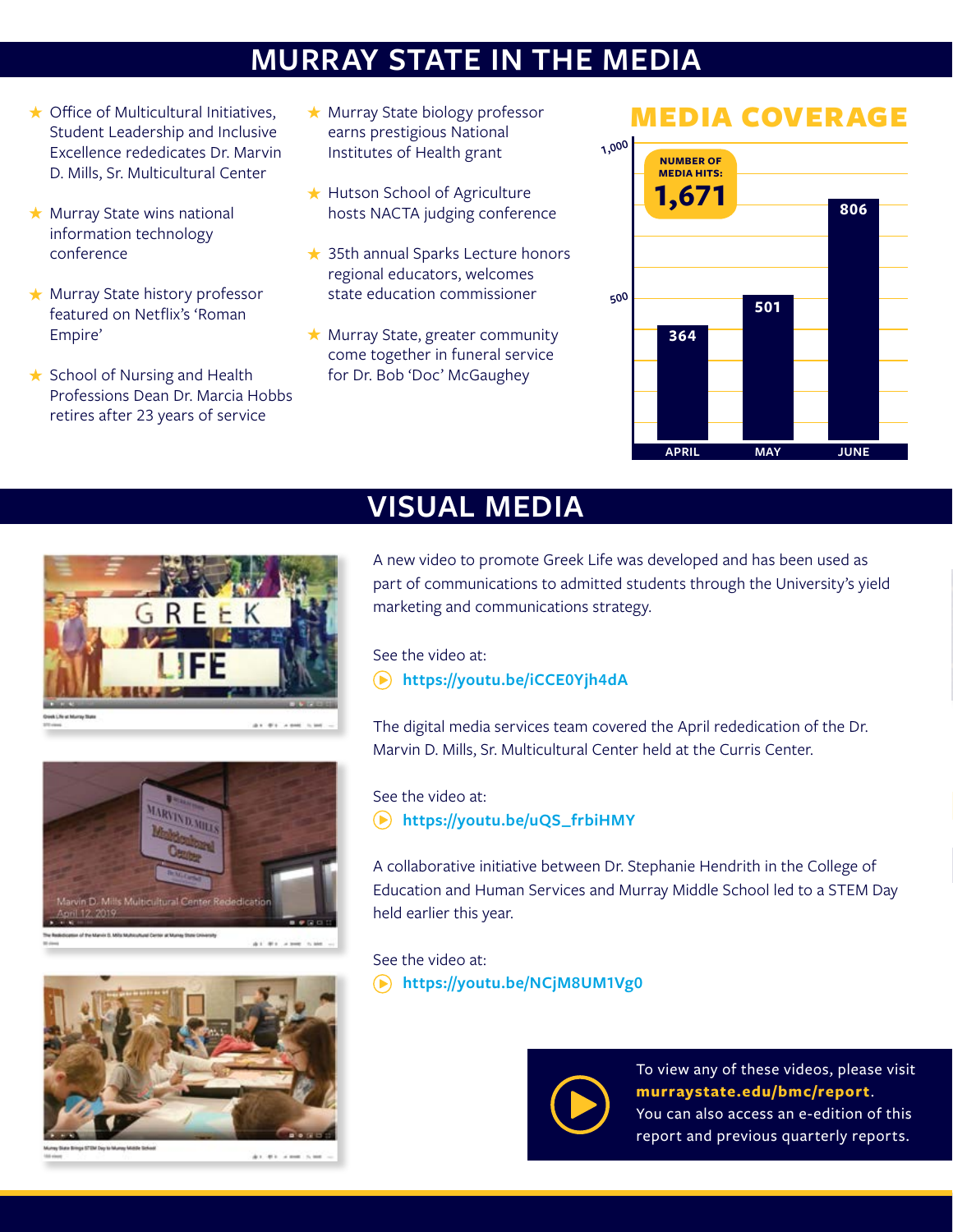## MURRAY STATE IN THE MEDIA

- Office of Multicultural Initiatives, Student Leadership and Inclusive Excellence rededicates Dr. Marvin D. Mills, Sr. Multicultural Center
- Murray State wins national information technology conference
- Murray State history professor featured on Netflix's 'Roman Empire'
- School of Nursing and Health Professions Dean Dr. Marcia Hobbs retires after 23 years of service
- Murray State biology professor earns prestigious National Institutes of Health grant
- Hutson School of Agriculture hosts NACTA judging conference
- 35th annual Sparks Lecture honors regional educators, welcomes state education commissioner
- Murray State, greater community come together in funeral service for Dr. Bob 'Doc' McGaughey

### MEDIA COVERAGE

NUMBER OF MEDIA HITS: **1,671**

| Month | Media Hits |
|---|---|
| APRIL | 364 |
| MAY | 501 |
| JUNE | 806 |

## VISUAL MEDIA

A new video to promote Greek Life was developed and has been used as part of communications to admitted students through the University's yield marketing and communications strategy.

See the video at:
**https://youtu.be/iCCE0Yjh4dA**

The digital media services team covered the April rededication of the Dr. Marvin D. Mills, Sr. Multicultural Center held at the Curris Center.

See the video at:
**https://youtu.be/uQS_frbiHMY**

A collaborative initiative between Dr. Stephanie Hendrith in the College of Education and Human Services and Murray Middle School led to a STEM Day held earlier this year.

See the video at:
**https://youtu.be/NCjM8UM1Vg0**

To view any of these videos, please visit **murraystate.edu/bmc/report**. You can also access an e-edition of this report and previous quarterly reports.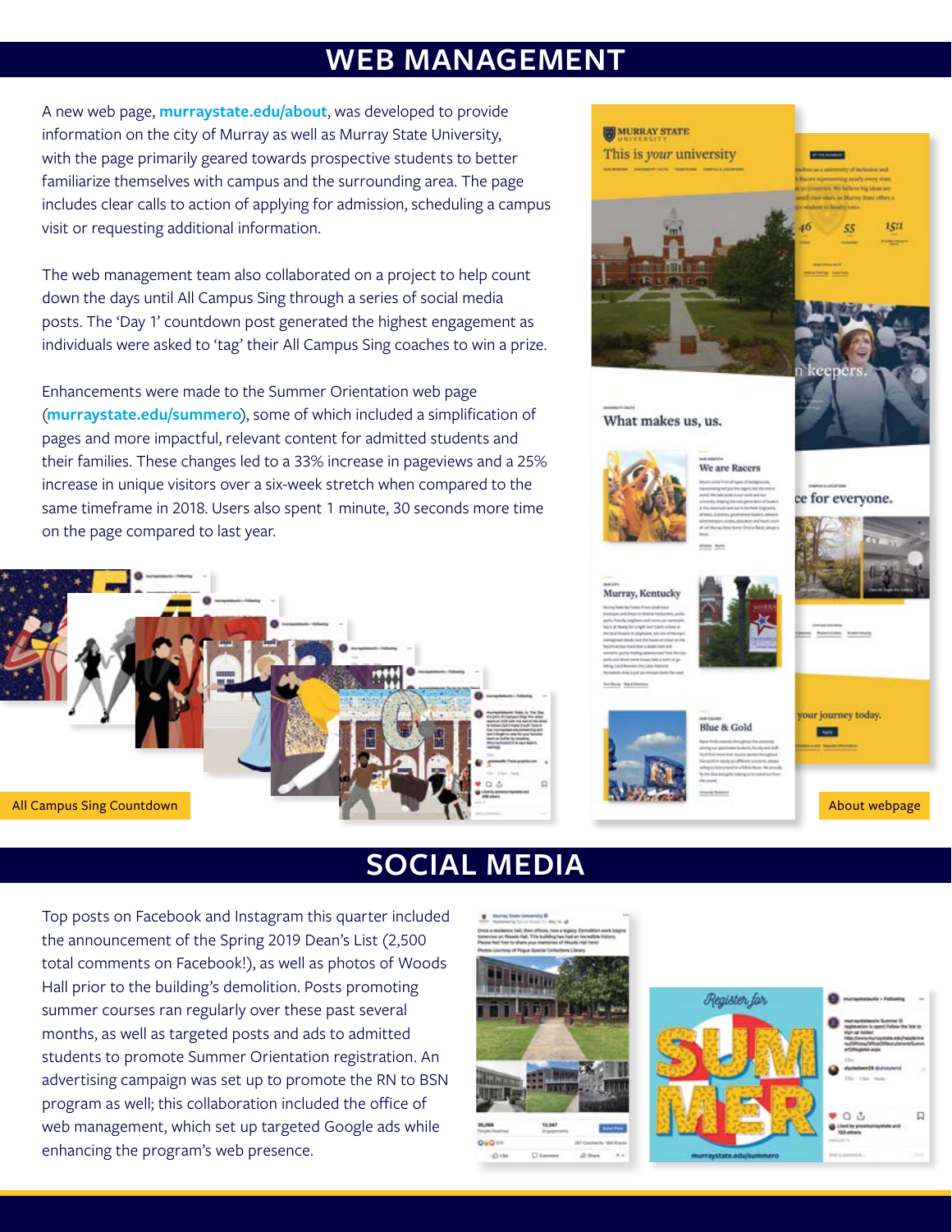## WEB MANAGEMENT

A new web page, **murraystate.edu/about**, was developed to provide information on the city of Murray as well as Murray State University, with the page primarily geared towards prospective students to better familiarize themselves with campus and the surrounding area. The page includes clear calls to action of applying for admission, scheduling a campus visit or requesting additional information.

The web management team also collaborated on a project to help count down the days until All Campus Sing through a series of social media posts. The 'Day 1' countdown post generated the highest engagement as individuals were asked to 'tag' their All Campus Sing coaches to win a prize.

Enhancements were made to the Summer Orientation web page (**murraystate.edu/summero**), some of which included a simplification of pages and more impactful, relevant content for admitted students and their families. These changes led to a 33% increase in pageviews and a 25% increase in unique visitors over a six-week stretch when compared to the same timeframe in 2018. Users also spent 1 minute, 30 seconds more time on the page compared to last year.

All Campus Sing Countdown

About webpage

## SOCIAL MEDIA

Top posts on Facebook and Instagram this quarter included the announcement of the Spring 2019 Dean's List (2,500 total comments on Facebook!), as well as photos of Woods Hall prior to the building's demolition. Posts promoting summer courses ran regularly over these past several months, as well as targeted posts and ads to admitted students to promote Summer Orientation registration. An advertising campaign was set up to promote the RN to BSN program as well; this collaboration included the office of web management, which set up targeted Google ads while enhancing the program's web presence.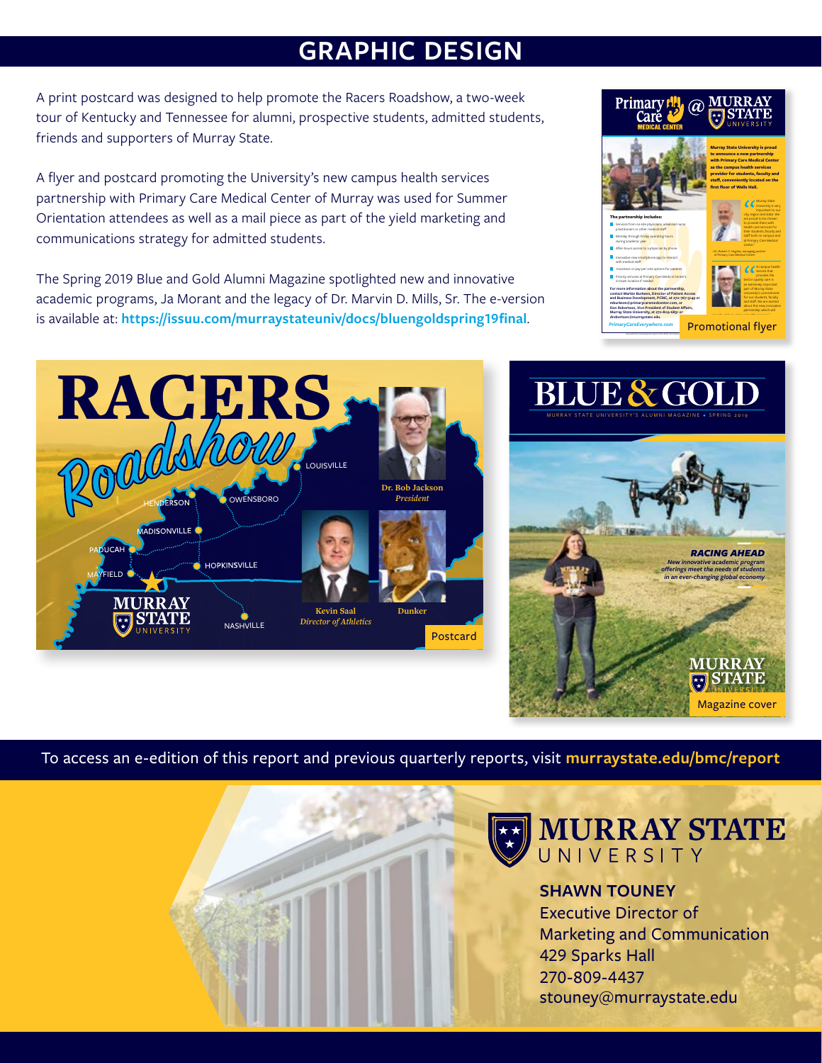# GRAPHIC DESIGN

A print postcard was designed to help promote the Racers Roadshow, a two-week tour of Kentucky and Tennessee for alumni, prospective students, admitted students, friends and supporters of Murray State.

A flyer and postcard promoting the University's new campus health services partnership with Primary Care Medical Center of Murray was used for Summer Orientation attendees as well as a mail piece as part of the yield marketing and communications strategy for admitted students.

The Spring 2019 Blue and Gold Alumni Magazine spotlighted new and innovative academic programs, Ja Morant and the legacy of Dr. Marvin D. Mills, Sr. The e-version is available at: **https://issuu.com/murraystateuniv/docs/bluengoldspring19final**.

Promotional flyer

Postcard

Magazine cover

To access an e-edition of this report and previous quarterly reports, visit **murraystate.edu/bmc/report**

**MURRAY STATE UNIVERSITY**

**SHAWN TOUNEY**
Executive Director of
Marketing and Communication
429 Sparks Hall
270-809-4437
stouney@murraystate.edu